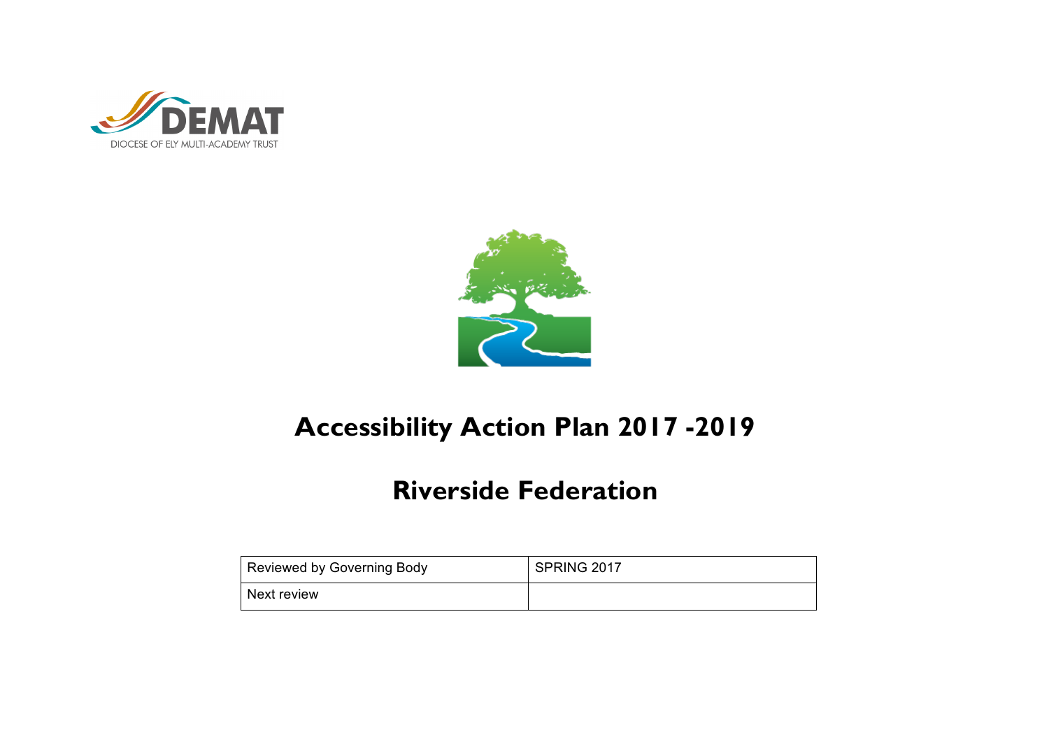DIOCESE OF ELY MULTI-ACADEMY TRUST

# Accessibility Action Plan 2017 -2019

## Riverside Federation

| Reviewed by Governing Body | SPRING 2017 |
| --- | --- |
| Next review | |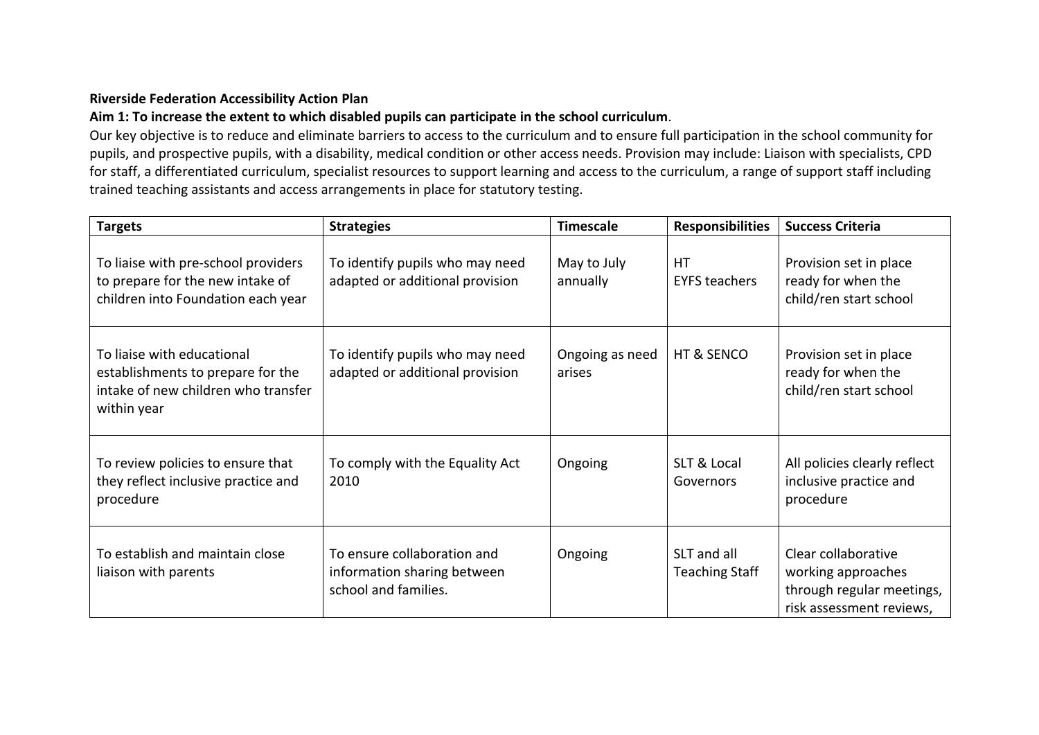**Riverside Federation Accessibility Action Plan**

**Aim 1: To increase the extent to which disabled pupils can participate in the school curriculum**.

Our key objective is to reduce and eliminate barriers to access to the curriculum and to ensure full participation in the school community for pupils, and prospective pupils, with a disability, medical condition or other access needs. Provision may include: Liaison with specialists, CPD for staff, a differentiated curriculum, specialist resources to support learning and access to the curriculum, a range of support staff including trained teaching assistants and access arrangements in place for statutory testing.

| Targets | Strategies | Timescale | Responsibilities | Success Criteria |
|---|---|---|---|---|
| To liaise with pre-school providers to prepare for the new intake of children into Foundation each year | To identify pupils who may need adapted or additional provision | May to July annually | HT<br>EYFS teachers | Provision set in place ready for when the child/ren start school |
| To liaise with educational establishments to prepare for the intake of new children who transfer within year | To identify pupils who may need adapted or additional provision | Ongoing as need arises | HT & SENCO | Provision set in place ready for when the child/ren start school |
| To review policies to ensure that they reflect inclusive practice and procedure | To comply with the Equality Act 2010 | Ongoing | SLT & Local Governors | All policies clearly reflect inclusive practice and procedure |
| To establish and maintain close liaison with parents | To ensure collaboration and information sharing between school and families. | Ongoing | SLT and all Teaching Staff | Clear collaborative working approaches through regular meetings, risk assessment reviews, |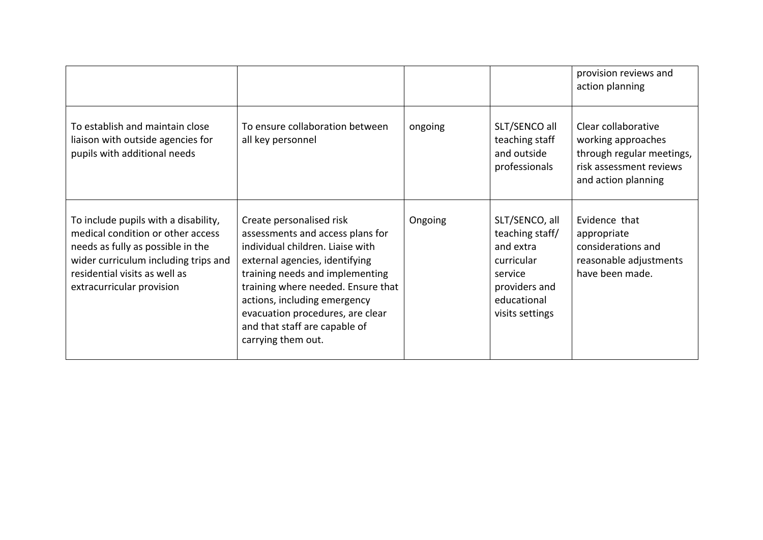| | | | | |
|---|---|---|---|---|
| | | | | provision reviews and action planning |
| To establish and maintain close liaison with outside agencies for pupils with additional needs | To ensure collaboration between all key personnel | ongoing | SLT/SENCO all teaching staff and outside professionals | Clear collaborative working approaches through regular meetings, risk assessment reviews and action planning |
| To include pupils with a disability, medical condition or other access needs as fully as possible in the wider curriculum including trips and residential visits as well as extracurricular provision | Create personalised risk assessments and access plans for individual children. Liaise with external agencies, identifying training needs and implementing training where needed. Ensure that actions, including emergency evacuation procedures, are clear and that staff are capable of carrying them out. | Ongoing | SLT/SENCO, all teaching staff/ and extra curricular service providers and educational visits settings | Evidence that appropriate considerations and reasonable adjustments have been made. |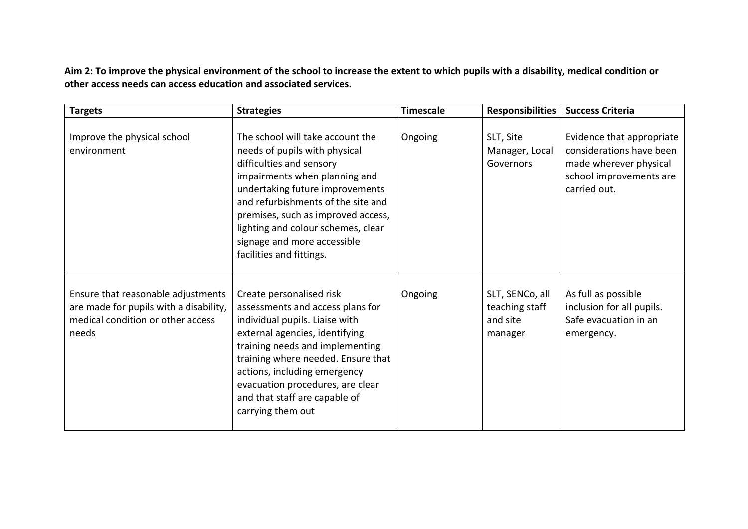**Aim 2: To improve the physical environment of the school to increase the extent to which pupils with a disability, medical condition or other access needs can access education and associated services.**

| Targets | Strategies | Timescale | Responsibilities | Success Criteria |
|---|---|---|---|---|
| Improve the physical school environment | The school will take account the needs of pupils with physical difficulties and sensory impairments when planning and undertaking future improvements and refurbishments of the site and premises, such as improved access, lighting and colour schemes, clear signage and more accessible facilities and fittings. | Ongoing | SLT, Site Manager, Local Governors | Evidence that appropriate considerations have been made wherever physical school improvements are carried out. |
| Ensure that reasonable adjustments are made for pupils with a disability, medical condition or other access needs | Create personalised risk assessments and access plans for individual pupils. Liaise with external agencies, identifying training needs and implementing training where needed. Ensure that actions, including emergency evacuation procedures, are clear and that staff are capable of carrying them out | Ongoing | SLT, SENCo, all teaching staff and site manager | As full as possible inclusion for all pupils. Safe evacuation in an emergency. |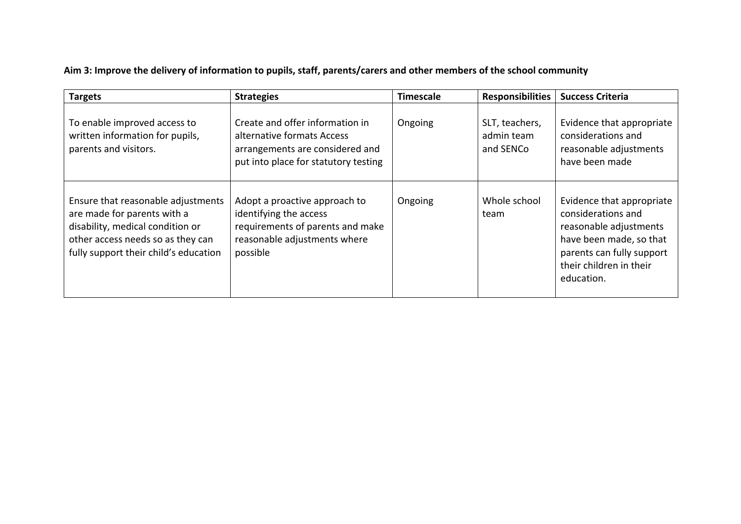**Aim 3: Improve the delivery of information to pupils, staff, parents/carers and other members of the school community**

| Targets | Strategies | Timescale | Responsibilities | Success Criteria |
|---|---|---|---|---|
| To enable improved access to written information for pupils, parents and visitors. | Create and offer information in alternative formats Access arrangements are considered and put into place for statutory testing | Ongoing | SLT, teachers, admin team and SENCo | Evidence that appropriate considerations and reasonable adjustments have been made |
| Ensure that reasonable adjustments are made for parents with a disability, medical condition or other access needs so as they can fully support their child's education | Adopt a proactive approach to identifying the access requirements of parents and make reasonable adjustments where possible | Ongoing | Whole school team | Evidence that appropriate considerations and reasonable adjustments have been made, so that parents can fully support their children in their education. |